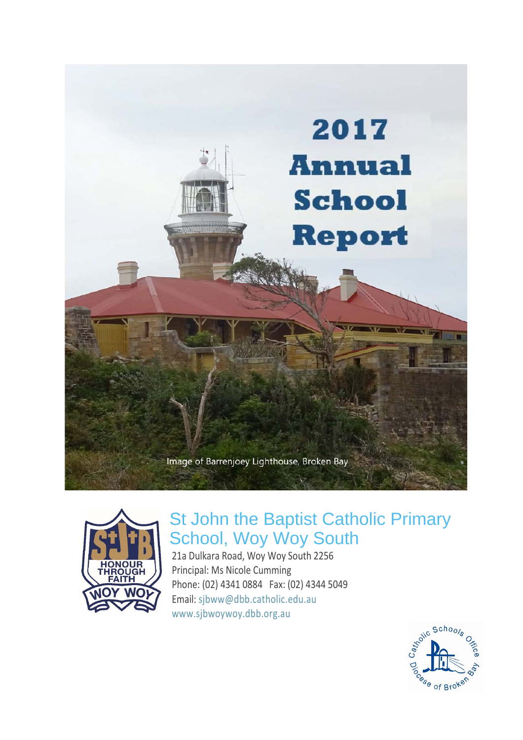# 2017 Annual School Report

Image of Barrenjoey Lighthouse, Broken Bay

## St John the Baptist Catholic Primary School, Woy Woy South

21a Dulkara Road, Woy Woy South 2256

Principal: Ms Nicole Cumming

Phone: (02) 4341 0884 Fax: (02) 4344 5049

Email: sjbww@dbb.catholic.edu.au

www.sjbwoywoy.dbb.org.au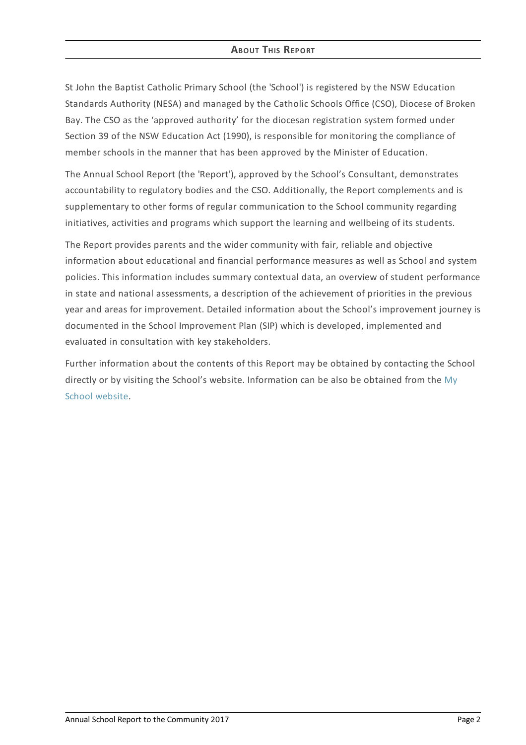## About This Report

St John the Baptist Catholic Primary School (the 'School') is registered by the NSW Education Standards Authority (NESA) and managed by the Catholic Schools Office (CSO), Diocese of Broken Bay. The CSO as the 'approved authority' for the diocesan registration system formed under Section 39 of the NSW Education Act (1990), is responsible for monitoring the compliance of member schools in the manner that has been approved by the Minister of Education.

The Annual School Report (the 'Report'), approved by the School's Consultant, demonstrates accountability to regulatory bodies and the CSO. Additionally, the Report complements and is supplementary to other forms of regular communication to the School community regarding initiatives, activities and programs which support the learning and wellbeing of its students.

The Report provides parents and the wider community with fair, reliable and objective information about educational and financial performance measures as well as School and system policies. This information includes summary contextual data, an overview of student performance in state and national assessments, a description of the achievement of priorities in the previous year and areas for improvement. Detailed information about the School's improvement journey is documented in the School Improvement Plan (SIP) which is developed, implemented and evaluated in consultation with key stakeholders.

Further information about the contents of this Report may be obtained by contacting the School directly or by visiting the School's website. Information can be also be obtained from the My School website.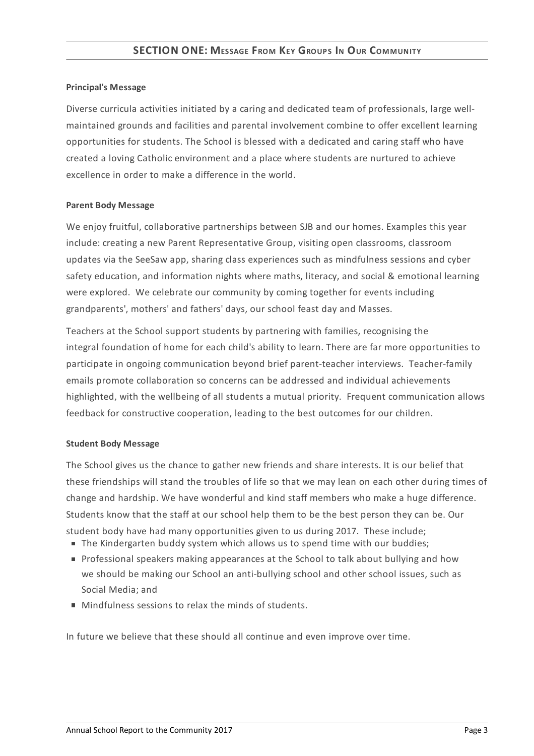## SECTION ONE: Message From Key Groups In Our Community

### Principal's Message

Diverse curricula activities initiated by a caring and dedicated team of professionals, large well-maintained grounds and facilities and parental involvement combine to offer excellent learning opportunities for students. The School is blessed with a dedicated and caring staff who have created a loving Catholic environment and a place where students are nurtured to achieve excellence in order to make a difference in the world.

### Parent Body Message

We enjoy fruitful, collaborative partnerships between SJB and our homes. Examples this year include: creating a new Parent Representative Group, visiting open classrooms, classroom updates via the SeeSaw app, sharing class experiences such as mindfulness sessions and cyber safety education, and information nights where maths, literacy, and social & emotional learning were explored. We celebrate our community by coming together for events including grandparents', mothers' and fathers' days, our school feast day and Masses.

Teachers at the School support students by partnering with families, recognising the integral foundation of home for each child's ability to learn. There are far more opportunities to participate in ongoing communication beyond brief parent-teacher interviews. Teacher-family emails promote collaboration so concerns can be addressed and individual achievements highlighted, with the wellbeing of all students a mutual priority. Frequent communication allows feedback for constructive cooperation, leading to the best outcomes for our children.

### Student Body Message

The School gives us the chance to gather new friends and share interests. It is our belief that these friendships will stand the troubles of life so that we may lean on each other during times of change and hardship. We have wonderful and kind staff members who make a huge difference. Students know that the staff at our school help them to be the best person they can be. Our student body have had many opportunities given to us during 2017. These include;

- The Kindergarten buddy system which allows us to spend time with our buddies;
- Professional speakers making appearances at the School to talk about bullying and how we should be making our School an anti-bullying school and other school issues, such as Social Media; and
- Mindfulness sessions to relax the minds of students.

In future we believe that these should all continue and even improve over time.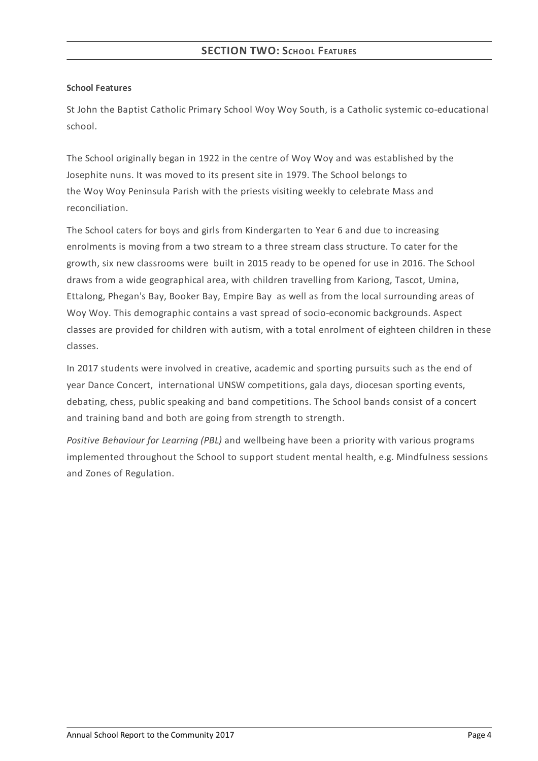## SECTION TWO: SCHOOL FEATURES

**School Features**

St John the Baptist Catholic Primary School Woy Woy South, is a Catholic systemic co-educational school.

The School originally began in 1922 in the centre of Woy Woy and was established by the Josephite nuns. It was moved to its present site in 1979. The School belongs to the Woy Woy Peninsula Parish with the priests visiting weekly to celebrate Mass and reconciliation.

The School caters for boys and girls from Kindergarten to Year 6 and due to increasing enrolments is moving from a two stream to a three stream class structure. To cater for the growth, six new classrooms were built in 2015 ready to be opened for use in 2016. The School draws from a wide geographical area, with children travelling from Kariong, Tascot, Umina, Ettalong, Phegan's Bay, Booker Bay, Empire Bay as well as from the local surrounding areas of Woy Woy. This demographic contains a vast spread of socio-economic backgrounds. Aspect classes are provided for children with autism, with a total enrolment of eighteen children in these classes.

In 2017 students were involved in creative, academic and sporting pursuits such as the end of year Dance Concert, international UNSW competitions, gala days, diocesan sporting events, debating, chess, public speaking and band competitions. The School bands consist of a concert and training band and both are going from strength to strength.

*Positive Behaviour for Learning (PBL)* and wellbeing have been a priority with various programs implemented throughout the School to support student mental health, e.g. Mindfulness sessions and Zones of Regulation.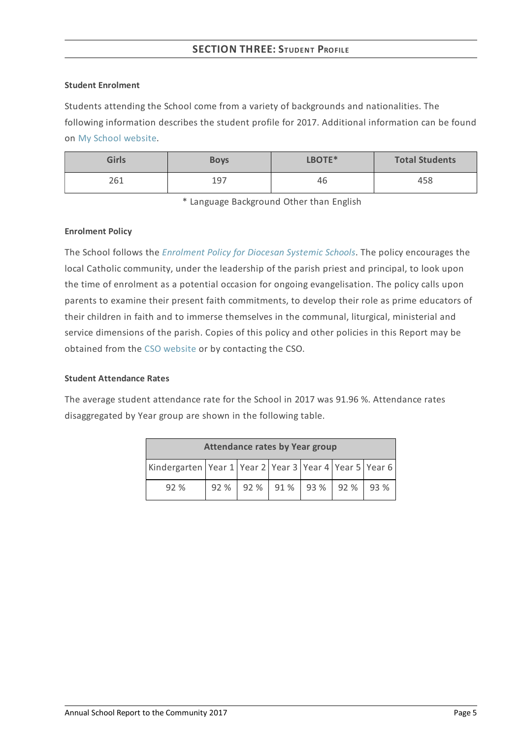## SECTION THREE: STUDENT PROFILE

**Student Enrolment**

Students attending the School come from a variety of backgrounds and nationalities. The following information describes the student profile for 2017. Additional information can be found on My School website.

| Girls | Boys | LBOTE* | Total Students |
|---|---|---|---|
| 261 | 197 | 46 | 458 |

\* Language Background Other than English

**Enrolment Policy**

The School follows the *Enrolment Policy for Diocesan Systemic Schools*. The policy encourages the local Catholic community, under the leadership of the parish priest and principal, to look upon the time of enrolment as a potential occasion for ongoing evangelisation. The policy calls upon parents to examine their present faith commitments, to develop their role as prime educators of their children in faith and to immerse themselves in the communal, liturgical, ministerial and service dimensions of the parish. Copies of this policy and other policies in this Report may be obtained from the CSO website or by contacting the CSO.

**Student Attendance Rates**

The average student attendance rate for the School in 2017 was 91.96 %. Attendance rates disaggregated by Year group are shown in the following table.

| Attendance rates by Year group | | | | | | |
|---|---|---|---|---|---|---|
| Kindergarten | Year 1 | Year 2 | Year 3 | Year 4 | Year 5 | Year 6 |
| 92 % | 92 % | 92 % | 91 % | 93 % | 92 % | 93 % |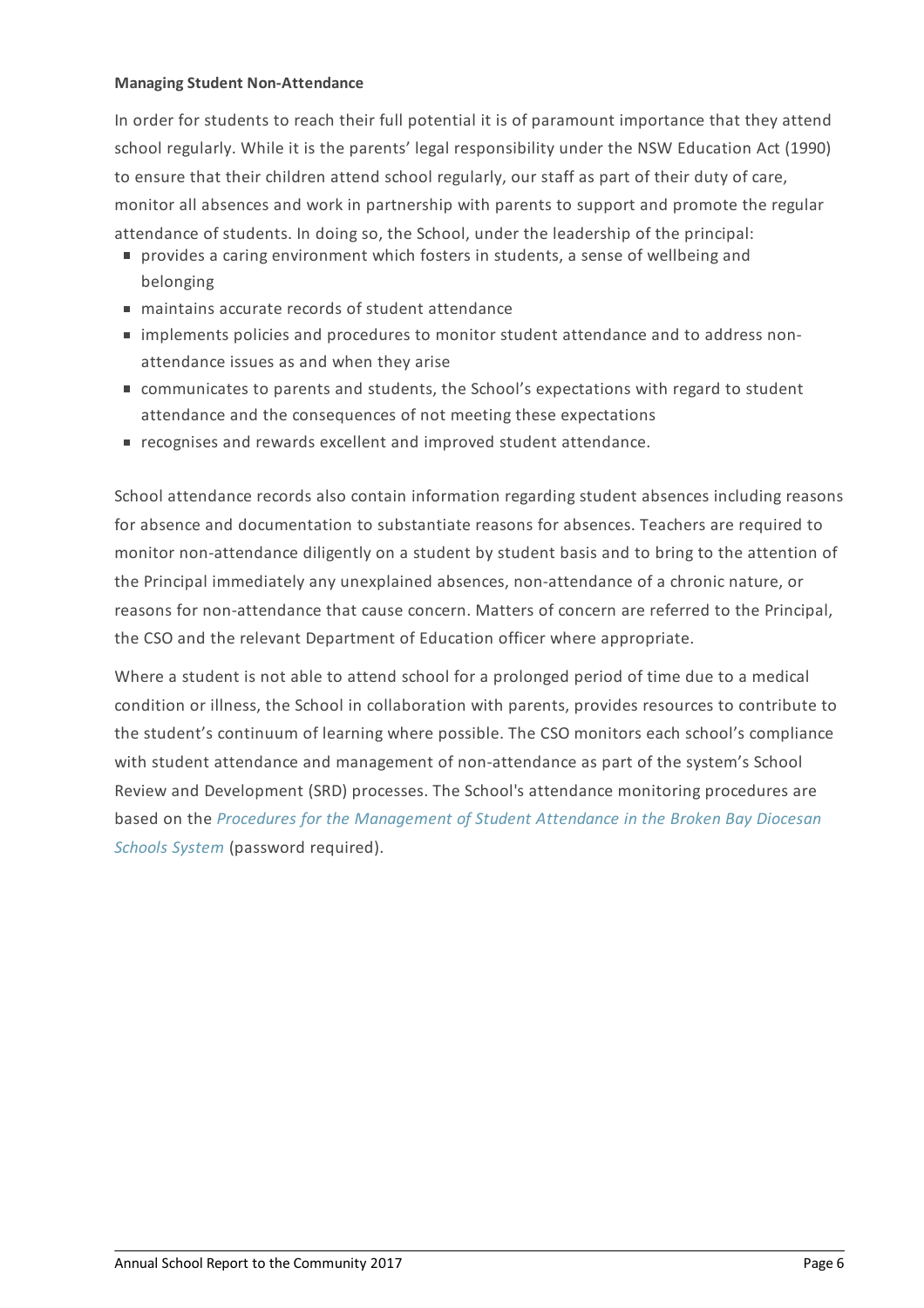**Managing Student Non-Attendance**

In order for students to reach their full potential it is of paramount importance that they attend school regularly. While it is the parents' legal responsibility under the NSW Education Act (1990) to ensure that their children attend school regularly, our staff as part of their duty of care, monitor all absences and work in partnership with parents to support and promote the regular attendance of students. In doing so, the School, under the leadership of the principal:

- provides a caring environment which fosters in students, a sense of wellbeing and belonging
- maintains accurate records of student attendance
- implements policies and procedures to monitor student attendance and to address non-attendance issues as and when they arise
- communicates to parents and students, the School's expectations with regard to student attendance and the consequences of not meeting these expectations
- recognises and rewards excellent and improved student attendance.

School attendance records also contain information regarding student absences including reasons for absence and documentation to substantiate reasons for absences. Teachers are required to monitor non-attendance diligently on a student by student basis and to bring to the attention of the Principal immediately any unexplained absences, non-attendance of a chronic nature, or reasons for non-attendance that cause concern. Matters of concern are referred to the Principal, the CSO and the relevant Department of Education officer where appropriate.

Where a student is not able to attend school for a prolonged period of time due to a medical condition or illness, the School in collaboration with parents, provides resources to contribute to the student's continuum of learning where possible. The CSO monitors each school's compliance with student attendance and management of non-attendance as part of the system's School Review and Development (SRD) processes. The School's attendance monitoring procedures are based on the *Procedures for the Management of Student Attendance in the Broken Bay Diocesan Schools System* (password required).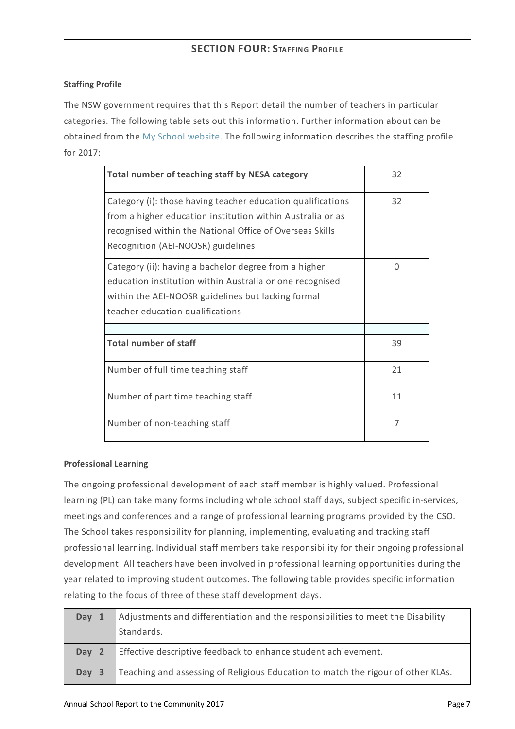## SECTION FOUR: STAFFING PROFILE

**Staffing Profile**

The NSW government requires that this Report detail the number of teachers in particular categories. The following table sets out this information. Further information about can be obtained from the My School website. The following information describes the staffing profile for 2017:

| **Total number of teaching staff by NESA category** | 32 |
|---|---|
| Category (i): those having teacher education qualifications from a higher education institution within Australia or as recognised within the National Office of Overseas Skills Recognition (AEI-NOOSR) guidelines | 32 |
| Category (ii): having a bachelor degree from a higher education institution within Australia or one recognised within the AEI-NOOSR guidelines but lacking formal teacher education qualifications | 0 |
| | |
| **Total number of staff** | 39 |
| Number of full time teaching staff | 21 |
| Number of part time teaching staff | 11 |
| Number of non-teaching staff | 7 |

**Professional Learning**

The ongoing professional development of each staff member is highly valued. Professional learning (PL) can take many forms including whole school staff days, subject specific in-services, meetings and conferences and a range of professional learning programs provided by the CSO. The School takes responsibility for planning, implementing, evaluating and tracking staff professional learning. Individual staff members take responsibility for their ongoing professional development. All teachers have been involved in professional learning opportunities during the year related to improving student outcomes. The following table provides specific information relating to the focus of three of these staff development days.

| | |
|---|---|
| **Day 1** | Adjustments and differentiation and the responsibilities to meet the Disability Standards. |
| **Day 2** | Effective descriptive feedback to enhance student achievement. |
| **Day 3** | Teaching and assessing of Religious Education to match the rigour of other KLAs. |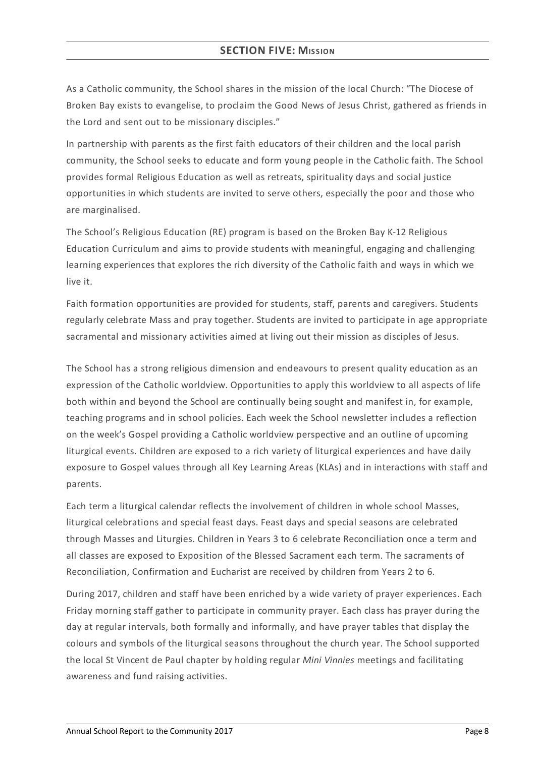## SECTION FIVE: MISSION

As a Catholic community, the School shares in the mission of the local Church: "The Diocese of Broken Bay exists to evangelise, to proclaim the Good News of Jesus Christ, gathered as friends in the Lord and sent out to be missionary disciples."

In partnership with parents as the first faith educators of their children and the local parish community, the School seeks to educate and form young people in the Catholic faith. The School provides formal Religious Education as well as retreats, spirituality days and social justice opportunities in which students are invited to serve others, especially the poor and those who are marginalised.

The School's Religious Education (RE) program is based on the Broken Bay K-12 Religious Education Curriculum and aims to provide students with meaningful, engaging and challenging learning experiences that explores the rich diversity of the Catholic faith and ways in which we live it.

Faith formation opportunities are provided for students, staff, parents and caregivers. Students regularly celebrate Mass and pray together. Students are invited to participate in age appropriate sacramental and missionary activities aimed at living out their mission as disciples of Jesus.

The School has a strong religious dimension and endeavours to present quality education as an expression of the Catholic worldview. Opportunities to apply this worldview to all aspects of life both within and beyond the School are continually being sought and manifest in, for example, teaching programs and in school policies. Each week the School newsletter includes a reflection on the week's Gospel providing a Catholic worldview perspective and an outline of upcoming liturgical events. Children are exposed to a rich variety of liturgical experiences and have daily exposure to Gospel values through all Key Learning Areas (KLAs) and in interactions with staff and parents.

Each term a liturgical calendar reflects the involvement of children in whole school Masses, liturgical celebrations and special feast days. Feast days and special seasons are celebrated through Masses and Liturgies. Children in Years 3 to 6 celebrate Reconciliation once a term and all classes are exposed to Exposition of the Blessed Sacrament each term. The sacraments of Reconciliation, Confirmation and Eucharist are received by children from Years 2 to 6.

During 2017, children and staff have been enriched by a wide variety of prayer experiences. Each Friday morning staff gather to participate in community prayer. Each class has prayer during the day at regular intervals, both formally and informally, and have prayer tables that display the colours and symbols of the liturgical seasons throughout the church year. The School supported the local St Vincent de Paul chapter by holding regular *Mini Vinnies* meetings and facilitating awareness and fund raising activities.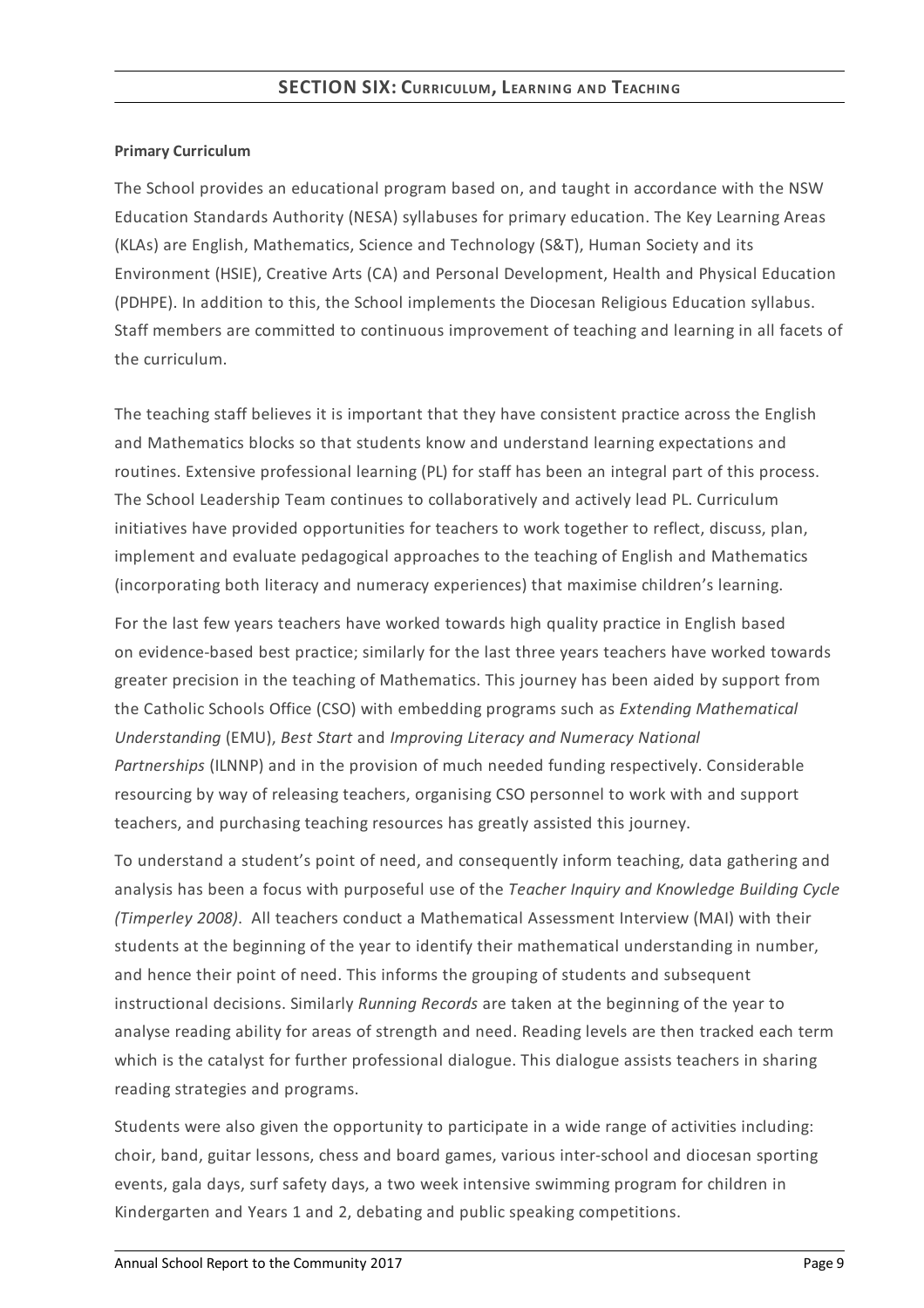## SECTION SIX: CURRICULUM, LEARNING AND TEACHING

**Primary Curriculum**

The School provides an educational program based on, and taught in accordance with the NSW Education Standards Authority (NESA) syllabuses for primary education. The Key Learning Areas (KLAs) are English, Mathematics, Science and Technology (S&T), Human Society and its Environment (HSIE), Creative Arts (CA) and Personal Development, Health and Physical Education (PDHPE). In addition to this, the School implements the Diocesan Religious Education syllabus. Staff members are committed to continuous improvement of teaching and learning in all facets of the curriculum.

The teaching staff believes it is important that they have consistent practice across the English and Mathematics blocks so that students know and understand learning expectations and routines. Extensive professional learning (PL) for staff has been an integral part of this process. The School Leadership Team continues to collaboratively and actively lead PL. Curriculum initiatives have provided opportunities for teachers to work together to reflect, discuss, plan, implement and evaluate pedagogical approaches to the teaching of English and Mathematics (incorporating both literacy and numeracy experiences) that maximise children's learning.

For the last few years teachers have worked towards high quality practice in English based on evidence-based best practice; similarly for the last three years teachers have worked towards greater precision in the teaching of Mathematics. This journey has been aided by support from the Catholic Schools Office (CSO) with embedding programs such as *Extending Mathematical Understanding* (EMU), *Best Start* and *Improving Literacy and Numeracy National Partnerships* (ILNNP) and in the provision of much needed funding respectively. Considerable resourcing by way of releasing teachers, organising CSO personnel to work with and support teachers, and purchasing teaching resources has greatly assisted this journey.

To understand a student's point of need, and consequently inform teaching, data gathering and analysis has been a focus with purposeful use of the *Teacher Inquiry and Knowledge Building Cycle (Timperley 2008)*. All teachers conduct a Mathematical Assessment Interview (MAI) with their students at the beginning of the year to identify their mathematical understanding in number, and hence their point of need. This informs the grouping of students and subsequent instructional decisions. Similarly *Running Records* are taken at the beginning of the year to analyse reading ability for areas of strength and need. Reading levels are then tracked each term which is the catalyst for further professional dialogue. This dialogue assists teachers in sharing reading strategies and programs.

Students were also given the opportunity to participate in a wide range of activities including: choir, band, guitar lessons, chess and board games, various inter-school and diocesan sporting events, gala days, surf safety days, a two week intensive swimming program for children in Kindergarten and Years 1 and 2, debating and public speaking competitions.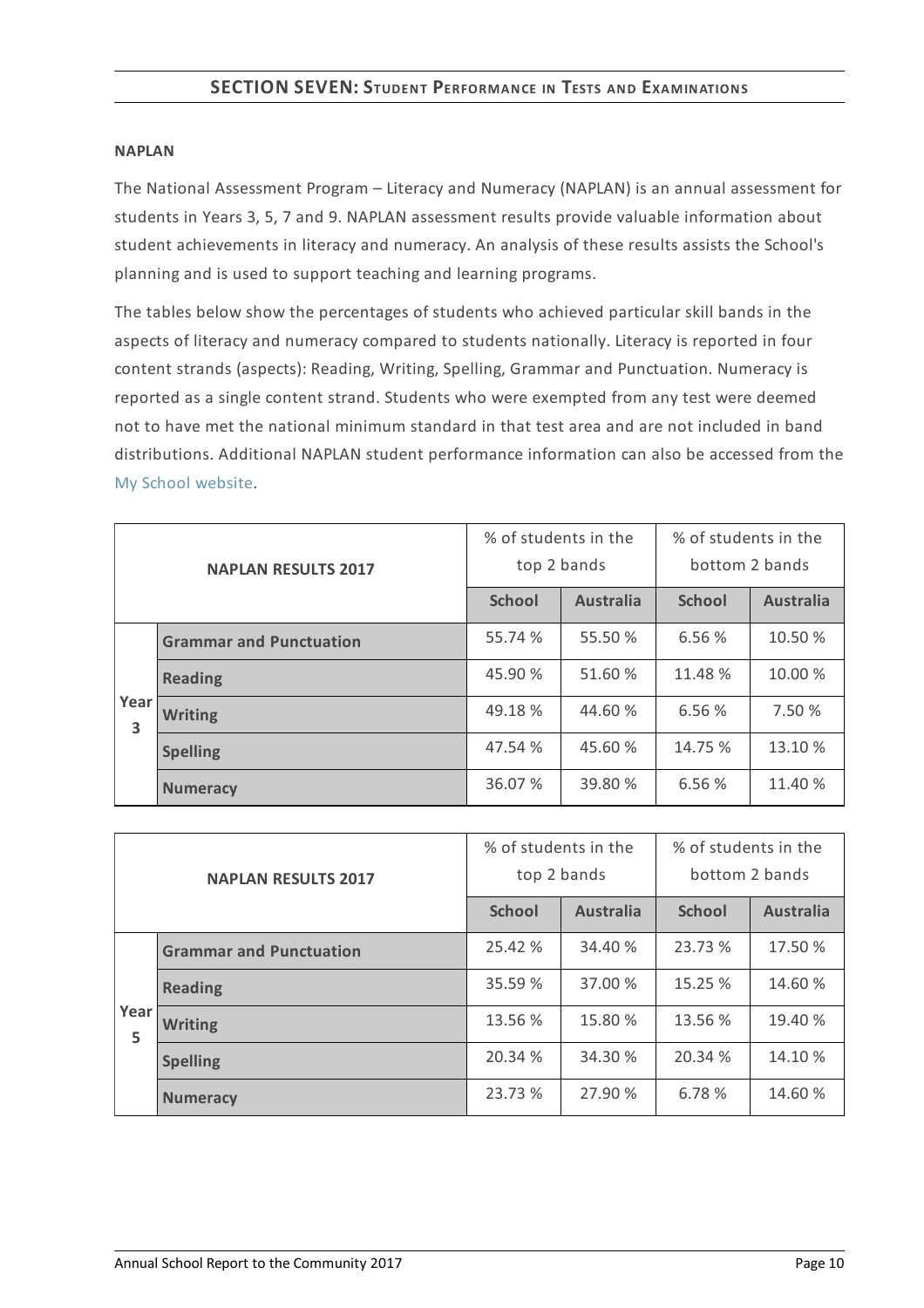## SECTION SEVEN: STUDENT PERFORMANCE IN TESTS AND EXAMINATIONS

**NAPLAN**

The National Assessment Program – Literacy and Numeracy (NAPLAN) is an annual assessment for students in Years 3, 5, 7 and 9. NAPLAN assessment results provide valuable information about student achievements in literacy and numeracy. An analysis of these results assists the School's planning and is used to support teaching and learning programs.

The tables below show the percentages of students who achieved particular skill bands in the aspects of literacy and numeracy compared to students nationally. Literacy is reported in four content strands (aspects): Reading, Writing, Spelling, Grammar and Punctuation. Numeracy is reported as a single content strand. Students who were exempted from any test were deemed not to have met the national minimum standard in that test area and are not included in band distributions. Additional NAPLAN student performance information can also be accessed from the My School website.

| NAPLAN RESULTS 2017 | | % of students in the top 2 bands | | % of students in the bottom 2 bands | |
|---|---|---|---|---|---|
| | | **School** | **Australia** | **School** | **Australia** |
| Year 3 | **Grammar and Punctuation** | 55.74 % | 55.50 % | 6.56 % | 10.50 % |
| | **Reading** | 45.90 % | 51.60 % | 11.48 % | 10.00 % |
| | **Writing** | 49.18 % | 44.60 % | 6.56 % | 7.50 % |
| | **Spelling** | 47.54 % | 45.60 % | 14.75 % | 13.10 % |
| | **Numeracy** | 36.07 % | 39.80 % | 6.56 % | 11.40 % |

| NAPLAN RESULTS 2017 | | % of students in the top 2 bands | | % of students in the bottom 2 bands | |
|---|---|---|---|---|---|
| | | **School** | **Australia** | **School** | **Australia** |
| Year 5 | **Grammar and Punctuation** | 25.42 % | 34.40 % | 23.73 % | 17.50 % |
| | **Reading** | 35.59 % | 37.00 % | 15.25 % | 14.60 % |
| | **Writing** | 13.56 % | 15.80 % | 13.56 % | 19.40 % |
| | **Spelling** | 20.34 % | 34.30 % | 20.34 % | 14.10 % |
| | **Numeracy** | 23.73 % | 27.90 % | 6.78 % | 14.60 % |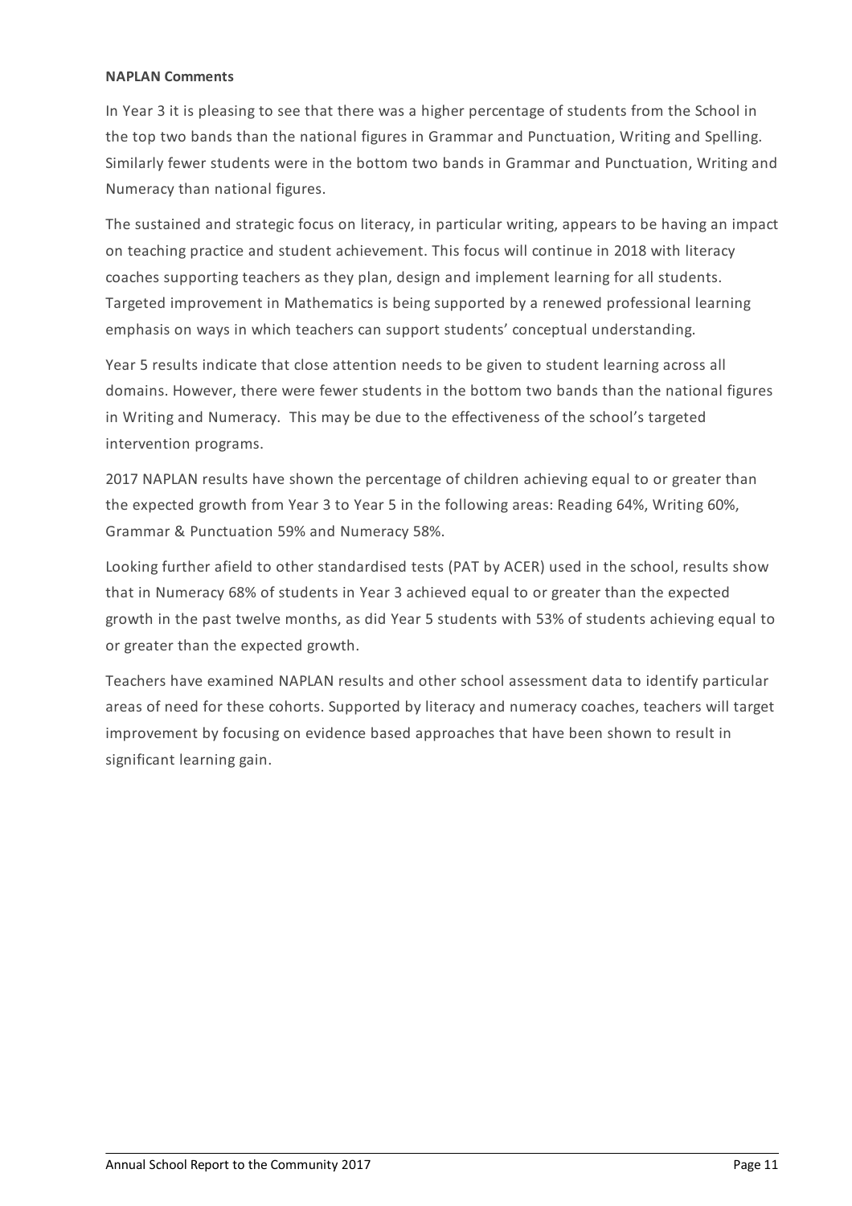**NAPLAN Comments**

In Year 3 it is pleasing to see that there was a higher percentage of students from the School in the top two bands than the national figures in Grammar and Punctuation, Writing and Spelling. Similarly fewer students were in the bottom two bands in Grammar and Punctuation, Writing and Numeracy than national figures.

The sustained and strategic focus on literacy, in particular writing, appears to be having an impact on teaching practice and student achievement. This focus will continue in 2018 with literacy coaches supporting teachers as they plan, design and implement learning for all students. Targeted improvement in Mathematics is being supported by a renewed professional learning emphasis on ways in which teachers can support students' conceptual understanding.

Year 5 results indicate that close attention needs to be given to student learning across all domains. However, there were fewer students in the bottom two bands than the national figures in Writing and Numeracy. This may be due to the effectiveness of the school's targeted intervention programs.

2017 NAPLAN results have shown the percentage of children achieving equal to or greater than the expected growth from Year 3 to Year 5 in the following areas: Reading 64%, Writing 60%, Grammar & Punctuation 59% and Numeracy 58%.

Looking further afield to other standardised tests (PAT by ACER) used in the school, results show that in Numeracy 68% of students in Year 3 achieved equal to or greater than the expected growth in the past twelve months, as did Year 5 students with 53% of students achieving equal to or greater than the expected growth.

Teachers have examined NAPLAN results and other school assessment data to identify particular areas of need for these cohorts. Supported by literacy and numeracy coaches, teachers will target improvement by focusing on evidence based approaches that have been shown to result in significant learning gain.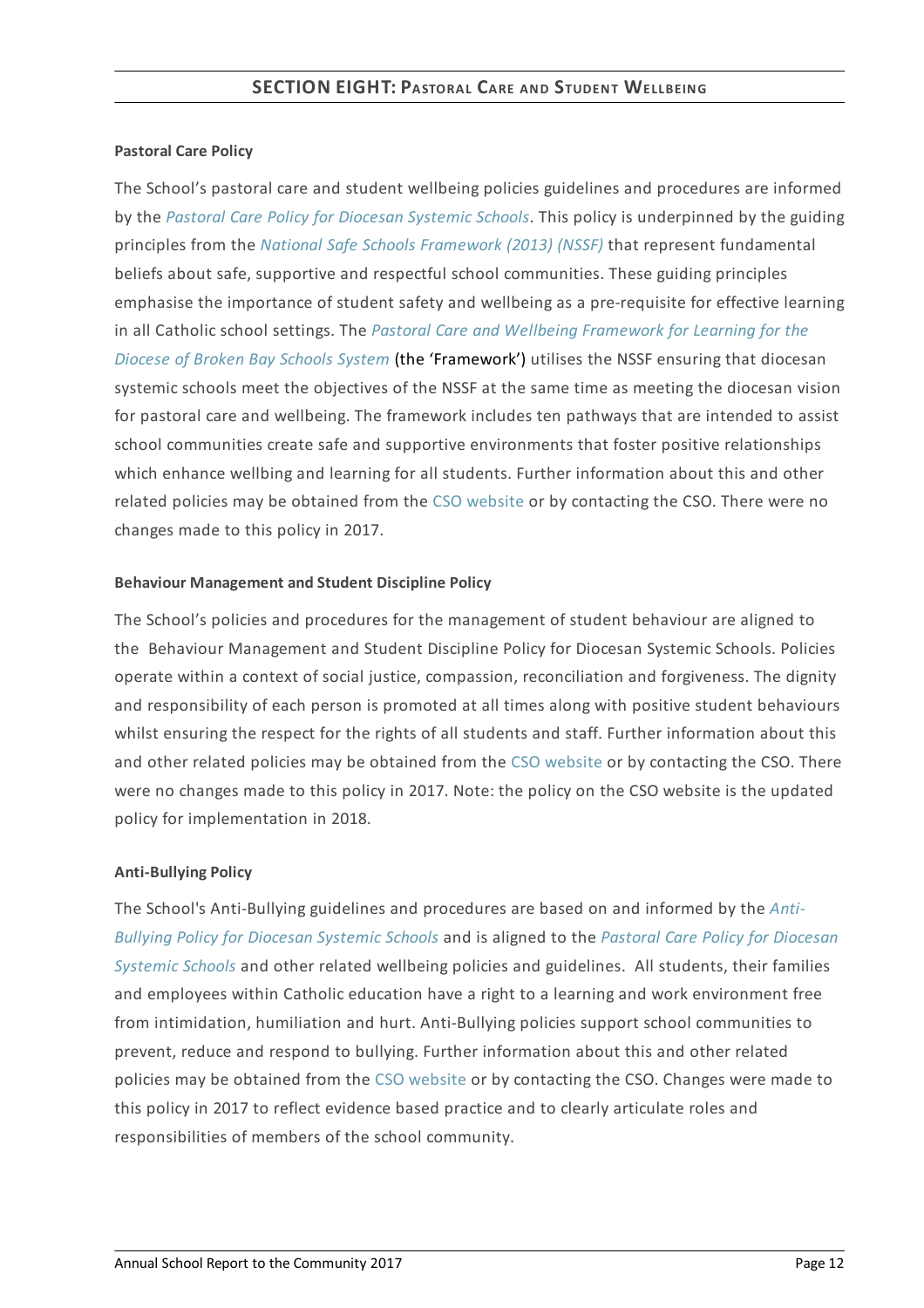## SECTION EIGHT: PASTORAL CARE AND STUDENT WELLBEING

**Pastoral Care Policy**

The School's pastoral care and student wellbeing policies guidelines and procedures are informed by the *Pastoral Care Policy for Diocesan Systemic Schools*. This policy is underpinned by the guiding principles from the *National Safe Schools Framework (2013) (NSSF)* that represent fundamental beliefs about safe, supportive and respectful school communities. These guiding principles emphasise the importance of student safety and wellbeing as a pre-requisite for effective learning in all Catholic school settings. The *Pastoral Care and Wellbeing Framework for Learning for the Diocese of Broken Bay Schools System* (the 'Framework') utilises the NSSF ensuring that diocesan systemic schools meet the objectives of the NSSF at the same time as meeting the diocesan vision for pastoral care and wellbeing. The framework includes ten pathways that are intended to assist school communities create safe and supportive environments that foster positive relationships which enhance wellbing and learning for all students. Further information about this and other related policies may be obtained from the CSO website or by contacting the CSO. There were no changes made to this policy in 2017.

**Behaviour Management and Student Discipline Policy**

The School's policies and procedures for the management of student behaviour are aligned to the Behaviour Management and Student Discipline Policy for Diocesan Systemic Schools. Policies operate within a context of social justice, compassion, reconciliation and forgiveness. The dignity and responsibility of each person is promoted at all times along with positive student behaviours whilst ensuring the respect for the rights of all students and staff. Further information about this and other related policies may be obtained from the CSO website or by contacting the CSO. There were no changes made to this policy in 2017. Note: the policy on the CSO website is the updated policy for implementation in 2018.

**Anti-Bullying Policy**

The School's Anti-Bullying guidelines and procedures are based on and informed by the *Anti-Bullying Policy for Diocesan Systemic Schools* and is aligned to the *Pastoral Care Policy for Diocesan Systemic Schools* and other related wellbeing policies and guidelines. All students, their families and employees within Catholic education have a right to a learning and work environment free from intimidation, humiliation and hurt. Anti-Bullying policies support school communities to prevent, reduce and respond to bullying. Further information about this and other related policies may be obtained from the CSO website or by contacting the CSO. Changes were made to this policy in 2017 to reflect evidence based practice and to clearly articulate roles and responsibilities of members of the school community.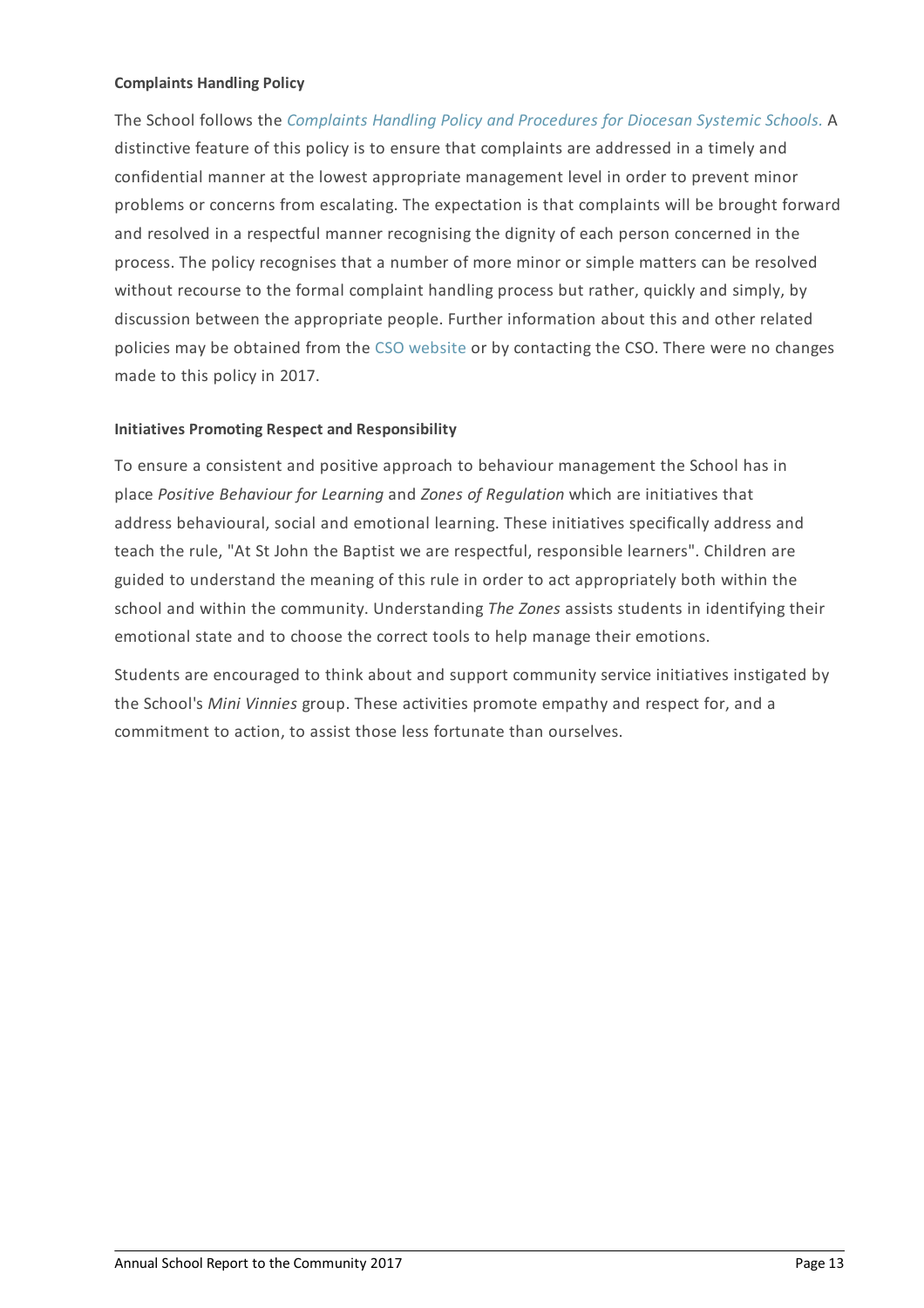**Complaints Handling Policy**

The School follows the *Complaints Handling Policy and Procedures for Diocesan Systemic Schools.* A distinctive feature of this policy is to ensure that complaints are addressed in a timely and confidential manner at the lowest appropriate management level in order to prevent minor problems or concerns from escalating. The expectation is that complaints will be brought forward and resolved in a respectful manner recognising the dignity of each person concerned in the process. The policy recognises that a number of more minor or simple matters can be resolved without recourse to the formal complaint handling process but rather, quickly and simply, by discussion between the appropriate people. Further information about this and other related policies may be obtained from the CSO website or by contacting the CSO. There were no changes made to this policy in 2017.

**Initiatives Promoting Respect and Responsibility**

To ensure a consistent and positive approach to behaviour management the School has in place *Positive Behaviour for Learning* and *Zones of Regulation* which are initiatives that address behavioural, social and emotional learning. These initiatives specifically address and teach the rule, "At St John the Baptist we are respectful, responsible learners". Children are guided to understand the meaning of this rule in order to act appropriately both within the school and within the community. Understanding *The Zones* assists students in identifying their emotional state and to choose the correct tools to help manage their emotions.

Students are encouraged to think about and support community service initiatives instigated by the School's *Mini Vinnies* group. These activities promote empathy and respect for, and a commitment to action, to assist those less fortunate than ourselves.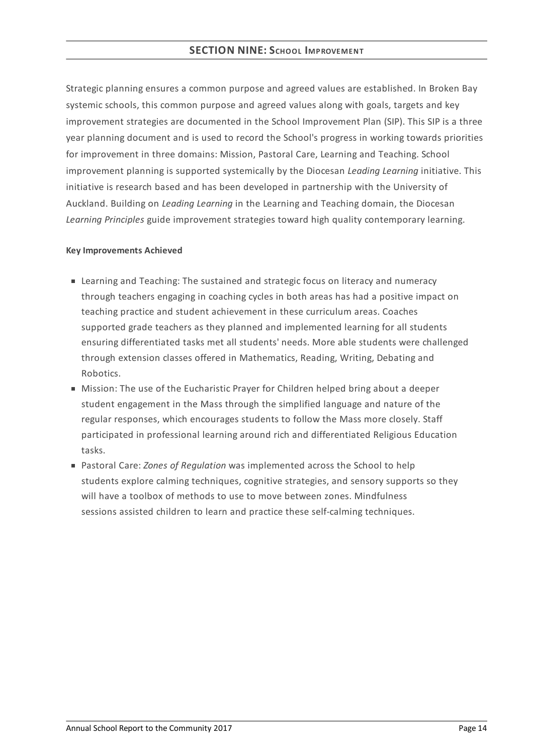## SECTION NINE: School Improvement

Strategic planning ensures a common purpose and agreed values are established. In Broken Bay systemic schools, this common purpose and agreed values along with goals, targets and key improvement strategies are documented in the School Improvement Plan (SIP). This SIP is a three year planning document and is used to record the School's progress in working towards priorities for improvement in three domains: Mission, Pastoral Care, Learning and Teaching. School improvement planning is supported systemically by the Diocesan *Leading Learning* initiative. This initiative is research based and has been developed in partnership with the University of Auckland. Building on *Leading Learning* in the Learning and Teaching domain, the Diocesan *Learning Principles* guide improvement strategies toward high quality contemporary learning.

**Key Improvements Achieved**

- Learning and Teaching: The sustained and strategic focus on literacy and numeracy through teachers engaging in coaching cycles in both areas has had a positive impact on teaching practice and student achievement in these curriculum areas. Coaches supported grade teachers as they planned and implemented learning for all students ensuring differentiated tasks met all students' needs. More able students were challenged through extension classes offered in Mathematics, Reading, Writing, Debating and Robotics.
- Mission: The use of the Eucharistic Prayer for Children helped bring about a deeper student engagement in the Mass through the simplified language and nature of the regular responses, which encourages students to follow the Mass more closely. Staff participated in professional learning around rich and differentiated Religious Education tasks.
- Pastoral Care: *Zones of Regulation* was implemented across the School to help students explore calming techniques, cognitive strategies, and sensory supports so they will have a toolbox of methods to use to move between zones. Mindfulness sessions assisted children to learn and practice these self-calming techniques.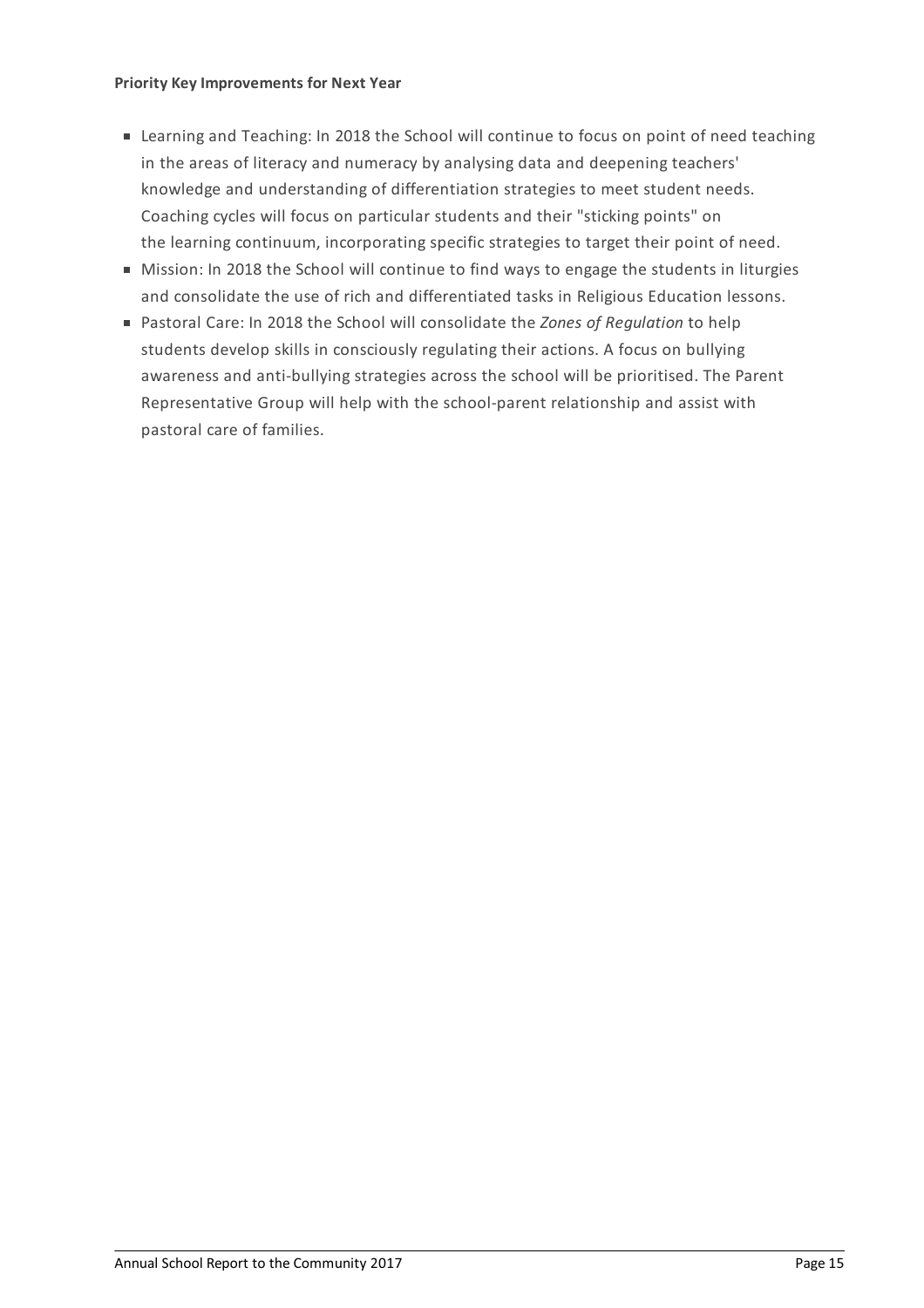**Priority Key Improvements for Next Year**

- Learning and Teaching: In 2018 the School will continue to focus on point of need teaching in the areas of literacy and numeracy by analysing data and deepening teachers' knowledge and understanding of differentiation strategies to meet student needs. Coaching cycles will focus on particular students and their "sticking points" on the learning continuum, incorporating specific strategies to target their point of need.
- Mission: In 2018 the School will continue to find ways to engage the students in liturgies and consolidate the use of rich and differentiated tasks in Religious Education lessons.
- Pastoral Care: In 2018 the School will consolidate the *Zones of Regulation* to help students develop skills in consciously regulating their actions. A focus on bullying awareness and anti-bullying strategies across the school will be prioritised. The Parent Representative Group will help with the school-parent relationship and assist with pastoral care of families.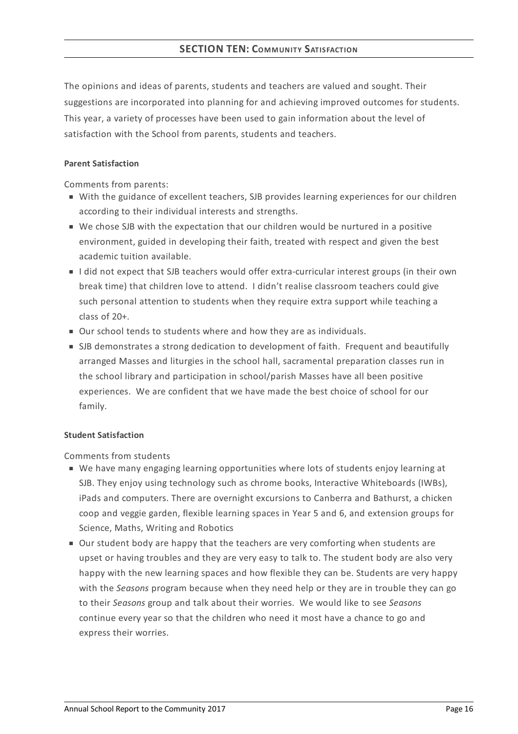## SECTION TEN: COMMUNITY SATISFACTION

The opinions and ideas of parents, students and teachers are valued and sought. Their suggestions are incorporated into planning for and achieving improved outcomes for students. This year, a variety of processes have been used to gain information about the level of satisfaction with the School from parents, students and teachers.

**Parent Satisfaction**

Comments from parents:

- With the guidance of excellent teachers, SJB provides learning experiences for our children according to their individual interests and strengths.
- We chose SJB with the expectation that our children would be nurtured in a positive environment, guided in developing their faith, treated with respect and given the best academic tuition available.
- I did not expect that SJB teachers would offer extra-curricular interest groups (in their own break time) that children love to attend. I didn't realise classroom teachers could give such personal attention to students when they require extra support while teaching a class of 20+.
- Our school tends to students where and how they are as individuals.
- SJB demonstrates a strong dedication to development of faith. Frequent and beautifully arranged Masses and liturgies in the school hall, sacramental preparation classes run in the school library and participation in school/parish Masses have all been positive experiences. We are confident that we have made the best choice of school for our family.

**Student Satisfaction**

Comments from students

- We have many engaging learning opportunities where lots of students enjoy learning at SJB. They enjoy using technology such as chrome books, Interactive Whiteboards (IWBs), iPads and computers. There are overnight excursions to Canberra and Bathurst, a chicken coop and veggie garden, flexible learning spaces in Year 5 and 6, and extension groups for Science, Maths, Writing and Robotics
- Our student body are happy that the teachers are very comforting when students are upset or having troubles and they are very easy to talk to. The student body are also very happy with the new learning spaces and how flexible they can be. Students are very happy with the *Seasons* program because when they need help or they are in trouble they can go to their *Seasons* group and talk about their worries. We would like to see *Seasons* continue every year so that the children who need it most have a chance to go and express their worries.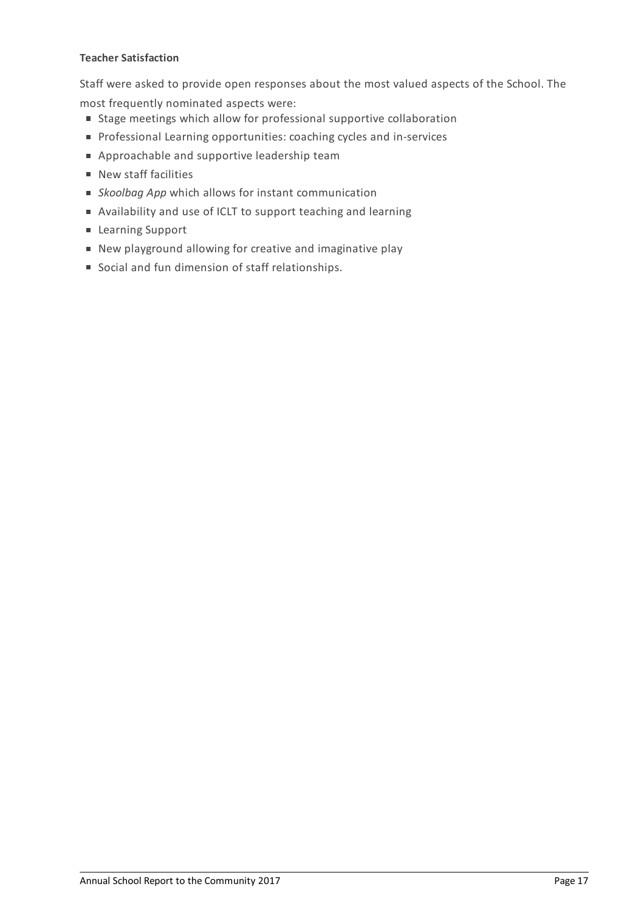**Teacher Satisfaction**

Staff were asked to provide open responses about the most valued aspects of the School. The most frequently nominated aspects were:

- Stage meetings which allow for professional supportive collaboration
- Professional Learning opportunities: coaching cycles and in-services
- Approachable and supportive leadership team
- New staff facilities
- *Skoolbag App* which allows for instant communication
- Availability and use of ICLT to support teaching and learning
- Learning Support
- New playground allowing for creative and imaginative play
- Social and fun dimension of staff relationships.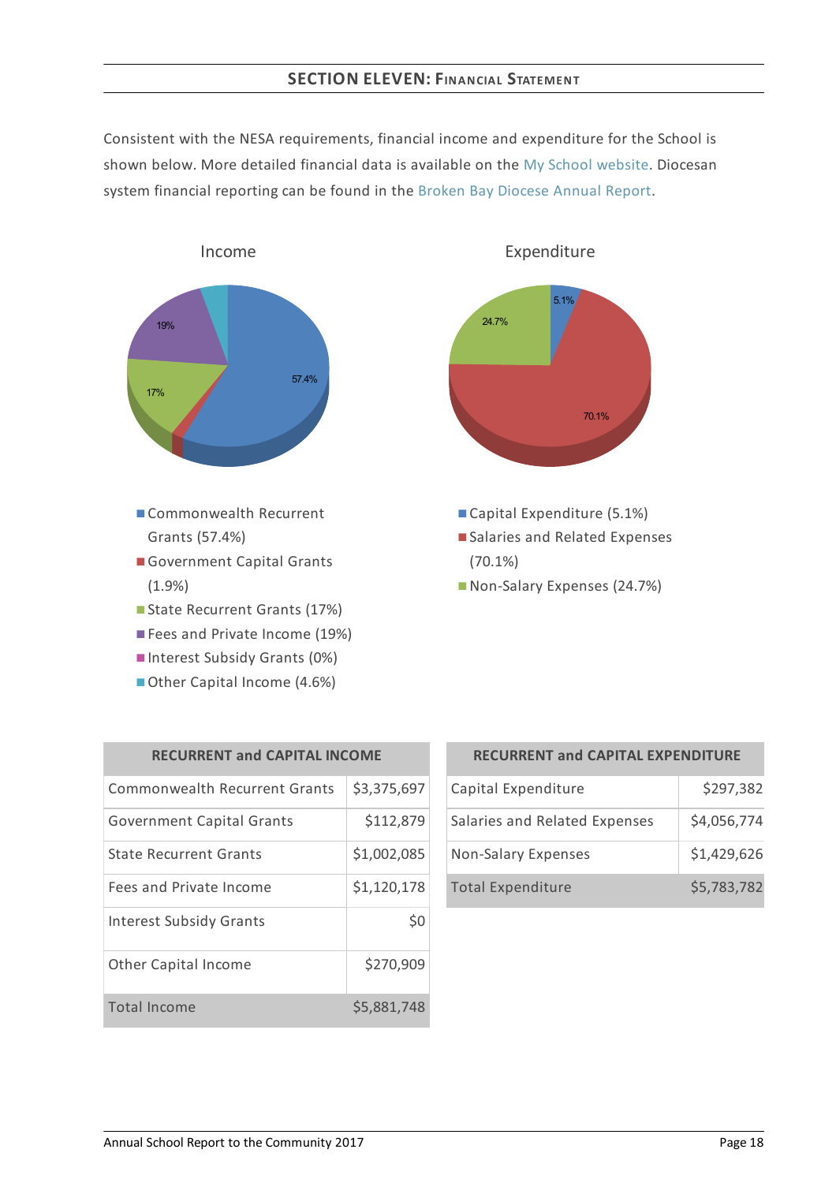## SECTION ELEVEN: Financial Statement

Consistent with the NESA requirements, financial income and expenditure for the School is shown below. More detailed financial data is available on the My School website. Diocesan system financial reporting can be found in the Broken Bay Diocese Annual Report.

Income

57.4%
17%
19%

- Commonwealth Recurrent Grants (57.4%)
- Government Capital Grants (1.9%)
- State Recurrent Grants (17%)
- Fees and Private Income (19%)
- Interest Subsidy Grants (0%)
- Other Capital Income (4.6%)

Expenditure

5.1%
24.7%
70.1%

- Capital Expenditure (5.1%)
- Salaries and Related Expenses (70.1%)
- Non-Salary Expenses (24.7%)

| RECURRENT and CAPITAL INCOME | |
|---|---|
| Commonwealth Recurrent Grants | $3,375,697 |
| Government Capital Grants | $112,879 |
| State Recurrent Grants | $1,002,085 |
| Fees and Private Income | $1,120,178 |
| Interest Subsidy Grants | $0 |
| Other Capital Income | $270,909 |
| Total Income | $5,881,748 |

| RECURRENT and CAPITAL EXPENDITURE | |
|---|---|
| Capital Expenditure | $297,382 |
| Salaries and Related Expenses | $4,056,774 |
| Non-Salary Expenses | $1,429,626 |
| Total Expenditure | $5,783,782 |